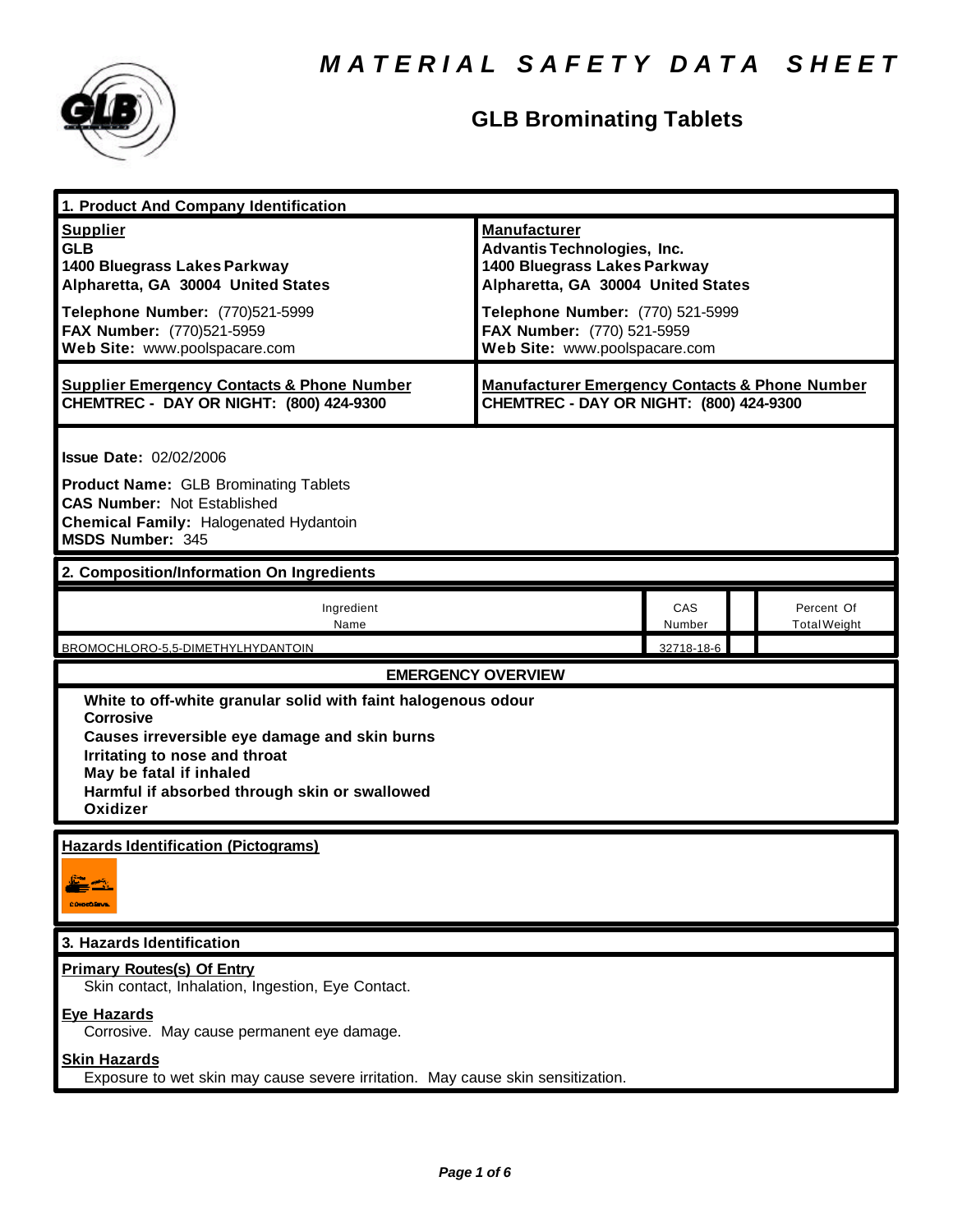# MATERIAL SAFETY DATA SHEET

## GLB Brominating Tablets

### 1. Product And Company Identification

| Supplier | Manufacturer |
|---|---|
| **GLB**<br>**1400 Bluegrass Lakes Parkway**<br>**Alpharetta, GA 30004 United States** | **Advantis Technologies, Inc.**<br>**1400 Bluegrass Lakes Parkway**<br>**Alpharetta, GA 30004 United States** |
| **Telephone Number:** (770)521-5999<br>**FAX Number:** (770)521-5959<br>**Web Site:** www.poolspacare.com | **Telephone Number:** (770) 521-5999<br>**FAX Number:** (770) 521-5959<br>**Web Site:** www.poolspacare.com |
| **Supplier Emergency Contacts & Phone Number**<br>**CHEMTREC - DAY OR NIGHT: (800) 424-9300** | **Manufacturer Emergency Contacts & Phone Number**<br>**CHEMTREC - DAY OR NIGHT: (800) 424-9300** |

**Issue Date:** 02/02/2006

**Product Name:** GLB Brominating Tablets
**CAS Number:** Not Established
**Chemical Family:** Halogenated Hydantoin
**MSDS Number:** 345

### 2. Composition/Information On Ingredients

| Ingredient Name | CAS Number | | Percent Of Total Weight |
|---|---|---|---|
| BROMOCHLORO-5,5-DIMETHYLHYDANTOIN | 32718-18-6 | | |

**EMERGENCY OVERVIEW**

**White to off-white granular solid with faint halogenous odour**
**Corrosive**
**Causes irreversible eye damage and skin burns**
**Irritating to nose and throat**
**May be fatal if inhaled**
**Harmful if absorbed through skin or swallowed**
**Oxidizer**

**Hazards Identification (Pictograms)**

### 3. Hazards Identification

**Primary Routes(s) Of Entry**
Skin contact, Inhalation, Ingestion, Eye Contact.

**Eye Hazards**
Corrosive. May cause permanent eye damage.

**Skin Hazards**
Exposure to wet skin may cause severe irritation. May cause skin sensitization.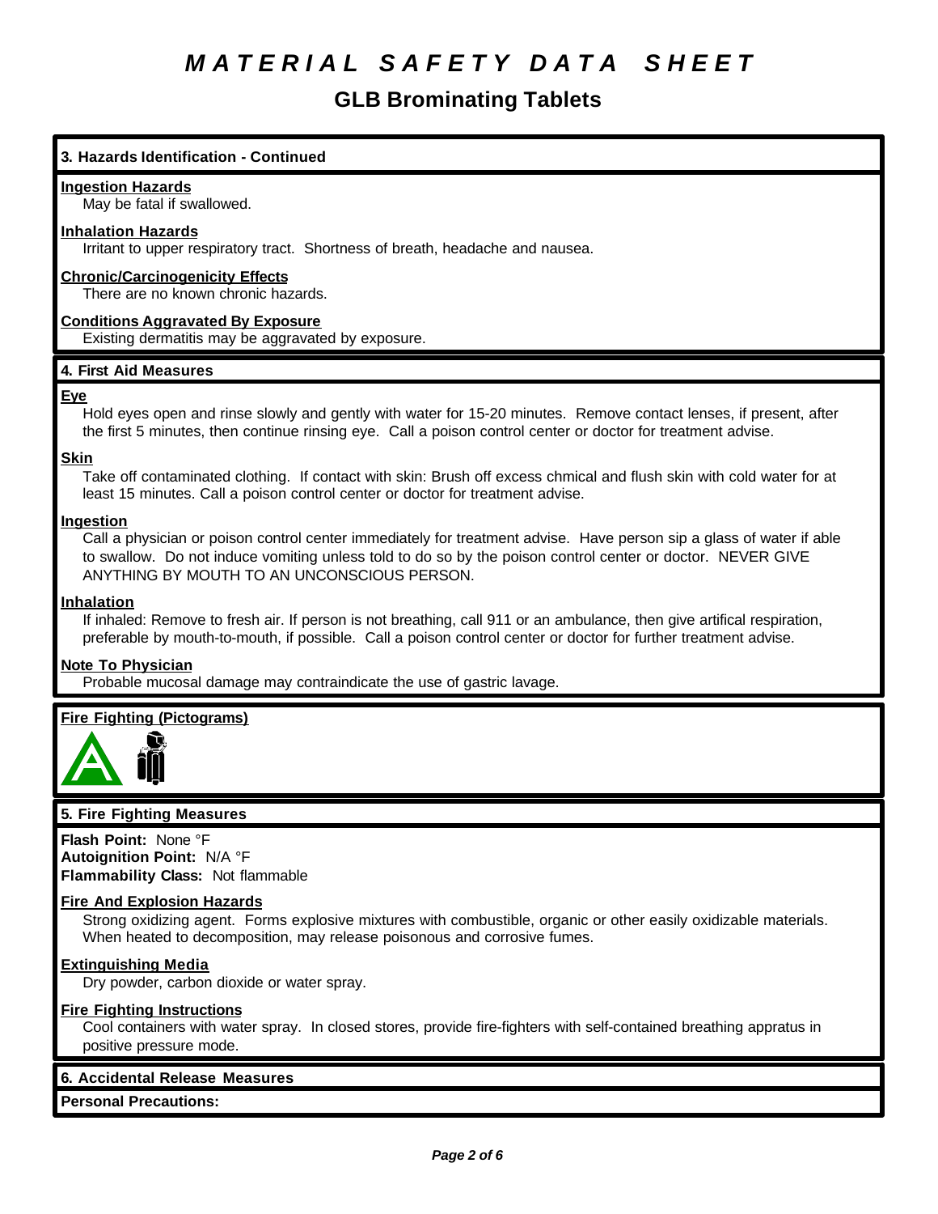# *MATERIAL SAFETY DATA SHEET*

## GLB Brominating Tablets

### 3. Hazards Identification - Continued

**Ingestion Hazards**
May be fatal if swallowed.

**Inhalation Hazards**
Irritant to upper respiratory tract. Shortness of breath, headache and nausea.

**Chronic/Carcinogenicity Effects**
There are no known chronic hazards.

**Conditions Aggravated By Exposure**
Existing dermatitis may be aggravated by exposure.

### 4. First Aid Measures

**Eye**
Hold eyes open and rinse slowly and gently with water for 15-20 minutes. Remove contact lenses, if present, after the first 5 minutes, then continue rinsing eye. Call a poison control center or doctor for treatment advise.

**Skin**
Take off contaminated clothing. If contact with skin: Brush off excess chmical and flush skin with cold water for at least 15 minutes. Call a poison control center or doctor for treatment advise.

**Ingestion**
Call a physician or poison control center immediately for treatment advise. Have person sip a glass of water if able to swallow. Do not induce vomiting unless told to do so by the poison control center or doctor. NEVER GIVE ANYTHING BY MOUTH TO AN UNCONSCIOUS PERSON.

**Inhalation**
If inhaled: Remove to fresh air. If person is not breathing, call 911 or an ambulance, then give artifical respiration, preferable by mouth-to-mouth, if possible. Call a poison control center or doctor for further treatment advise.

**Note To Physician**
Probable mucosal damage may contraindicate the use of gastric lavage.

**Fire Fighting (Pictograms)**

### 5. Fire Fighting Measures

**Flash Point:** None °F
**Autoignition Point:** N/A °F
**Flammability Class:** Not flammable

**Fire And Explosion Hazards**
Strong oxidizing agent. Forms explosive mixtures with combustible, organic or other easily oxidizable materials. When heated to decomposition, may release poisonous and corrosive fumes.

**Extinguishing Media**
Dry powder, carbon dioxide or water spray.

**Fire Fighting Instructions**
Cool containers with water spray. In closed stores, provide fire-fighters with self-contained breathing appratus in positive pressure mode.

### 6. Accidental Release Measures

**Personal Precautions:**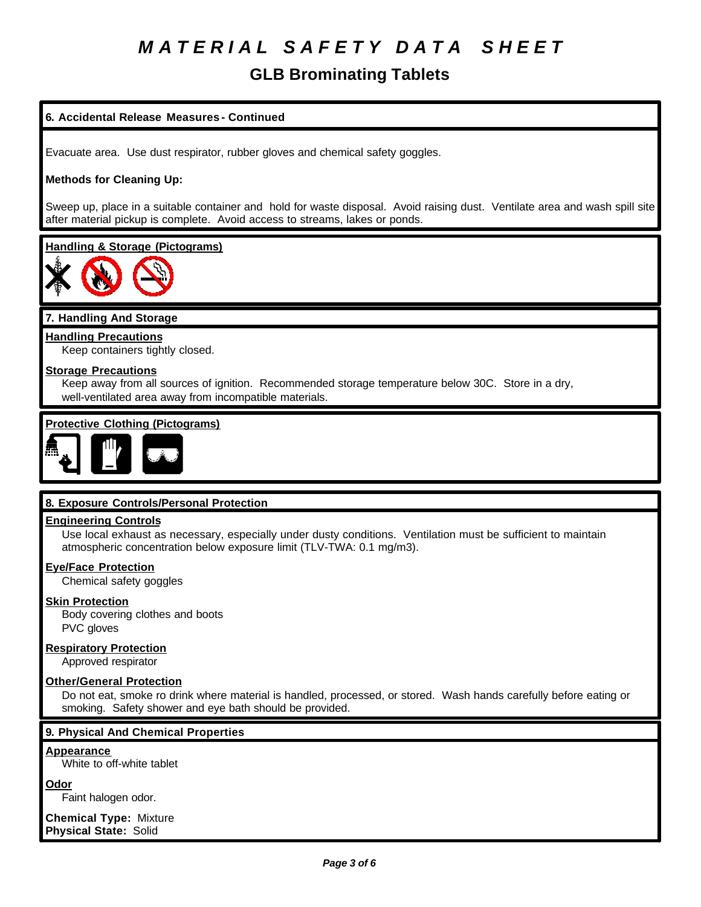# MATERIAL SAFETY DATA SHEET

## GLB Brominating Tablets

### 6. Accidental Release Measures - Continued

Evacuate area. Use dust respirator, rubber gloves and chemical safety goggles.

**Methods for Cleaning Up:**

Sweep up, place in a suitable container and hold for waste disposal. Avoid raising dust. Ventilate area and wash spill site after material pickup is complete. Avoid access to streams, lakes or ponds.

**Handling & Storage (Pictograms)**

### 7. Handling And Storage

**Handling Precautions**

Keep containers tightly closed.

**Storage Precautions**

Keep away from all sources of ignition. Recommended storage temperature below 30C. Store in a dry, well-ventilated area away from incompatible materials.

**Protective Clothing (Pictograms)**

### 8. Exposure Controls/Personal Protection

**Engineering Controls**

Use local exhaust as necessary, especially under dusty conditions. Ventilation must be sufficient to maintain atmospheric concentration below exposure limit (TLV-TWA: 0.1 mg/m3).

**Eye/Face Protection**

Chemical safety goggles

**Skin Protection**

Body covering clothes and boots
PVC gloves

**Respiratory Protection**

Approved respirator

**Other/General Protection**

Do not eat, smoke ro drink where material is handled, processed, or stored. Wash hands carefully before eating or smoking. Safety shower and eye bath should be provided.

### 9. Physical And Chemical Properties

**Appearance**

White to off-white tablet

**Odor**

Faint halogen odor.

**Chemical Type:** Mixture
**Physical State:** Solid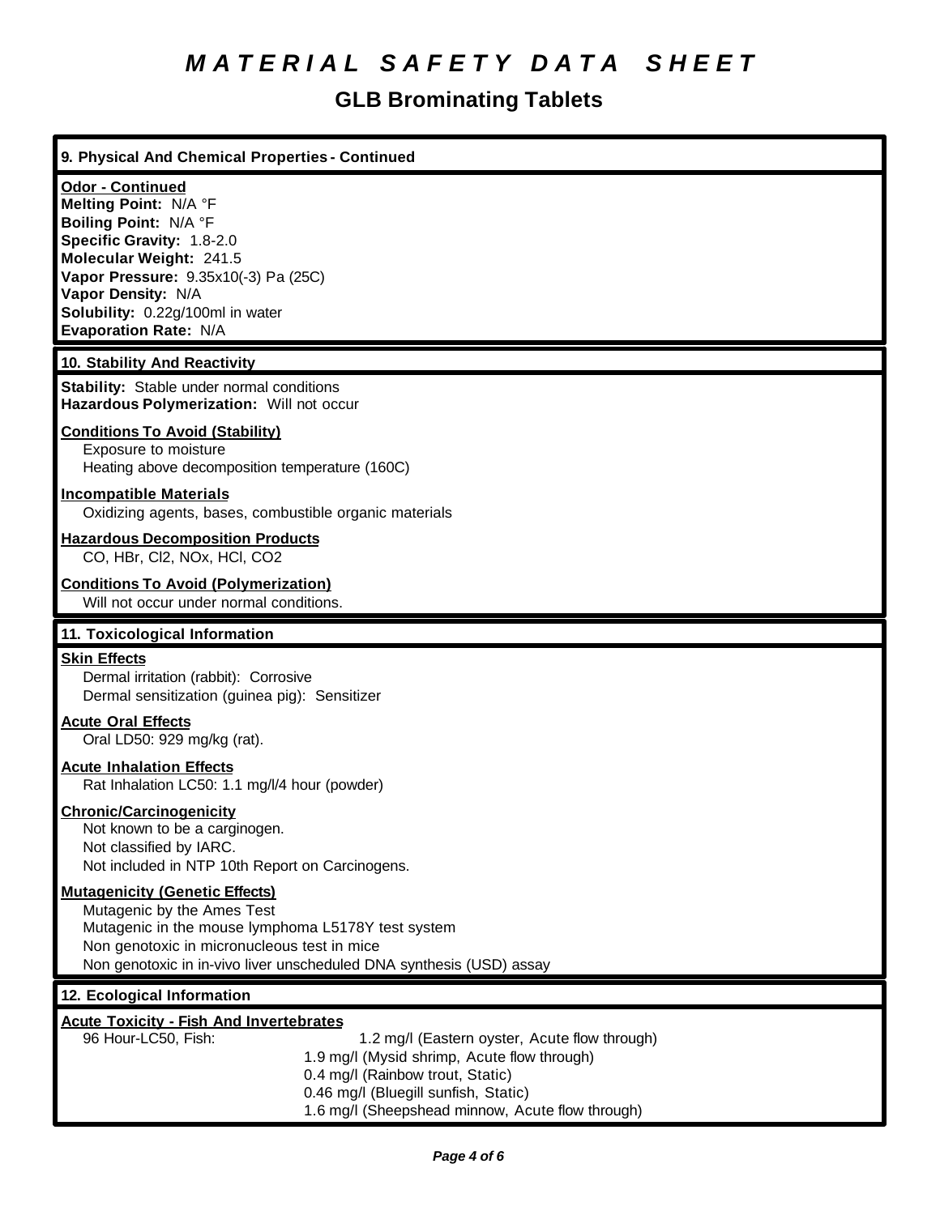# MATERIAL SAFETY DATA SHEET

## GLB Brominating Tablets

### 9. Physical And Chemical Properties - Continued

**Odor - Continued**
**Melting Point:** N/A °F
**Boiling Point:** N/A °F
**Specific Gravity:** 1.8-2.0
**Molecular Weight:** 241.5
**Vapor Pressure:** 9.35x10(-3) Pa (25C)
**Vapor Density:** N/A
**Solubility:** 0.22g/100ml in water
**Evaporation Rate:** N/A

### 10. Stability And Reactivity

**Stability:** Stable under normal conditions
**Hazardous Polymerization:** Will not occur

**Conditions To Avoid (Stability)**
Exposure to moisture
Heating above decomposition temperature (160C)

**Incompatible Materials**
Oxidizing agents, bases, combustible organic materials

**Hazardous Decomposition Products**
CO, HBr, $Cl_2$, $NO_x$, HCl, $CO_2$

**Conditions To Avoid (Polymerization)**
Will not occur under normal conditions.

### 11. Toxicological Information

**Skin Effects**
Dermal irritation (rabbit): Corrosive
Dermal sensitization (guinea pig): Sensitizer

**Acute Oral Effects**
Oral LD50: 929 mg/kg (rat).

**Acute Inhalation Effects**
Rat Inhalation LC50: 1.1 mg/l/4 hour (powder)

**Chronic/Carcinogenicity**
Not known to be a carginogen.
Not classified by IARC.
Not included in NTP 10th Report on Carcinogens.

**Mutagenicity (Genetic Effects)**
Mutagenic by the Ames Test
Mutagenic in the mouse lymphoma L5178Y test system
Non genotoxic in micronucleous test in mice
Non genotoxic in in-vivo liver unscheduled DNA synthesis (USD) assay

### 12. Ecological Information

**Acute Toxicity - Fish And Invertebrates**

96 Hour-LC50, Fish:
- 1.2 mg/l (Eastern oyster, Acute flow through)
- 1.9 mg/l (Mysid shrimp, Acute flow through)
- 0.4 mg/l (Rainbow trout, Static)
- 0.46 mg/l (Bluegill sunfish, Static)
- 1.6 mg/l (Sheepshead minnow, Acute flow through)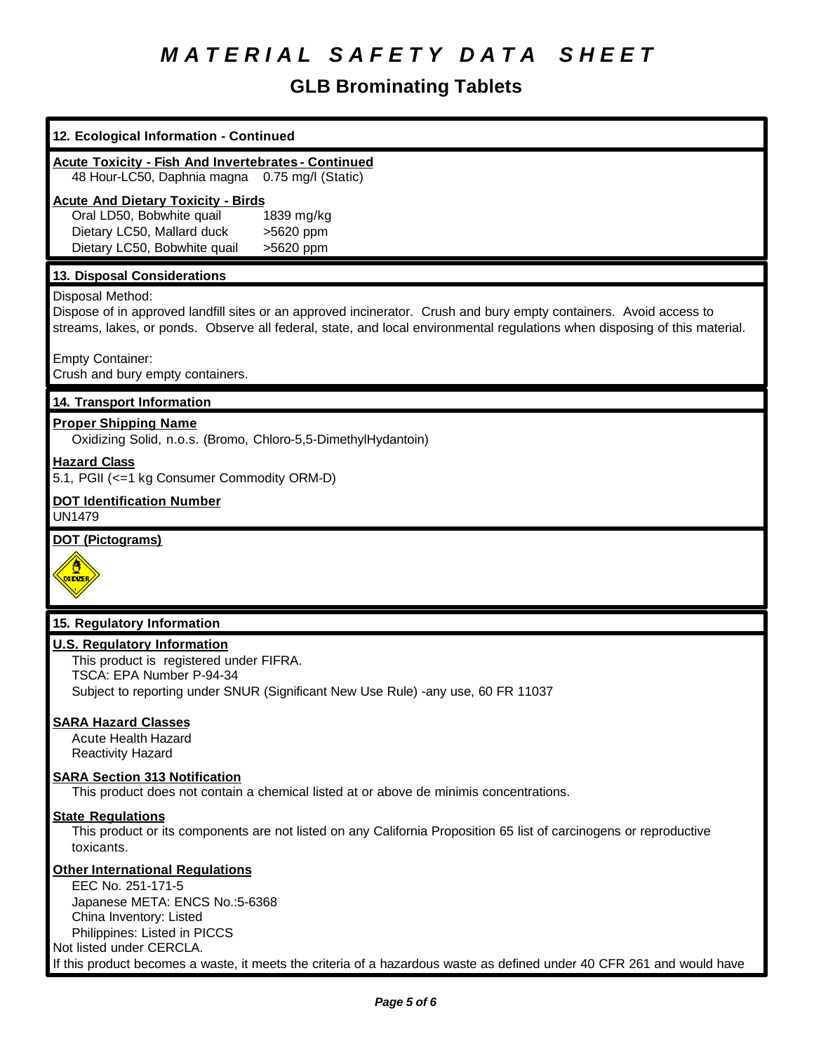# MATERIAL SAFETY DATA SHEET

## GLB Brominating Tablets

### 12. Ecological Information - Continued

**Acute Toxicity - Fish And Invertebrates - Continued**

| | |
|---|---|
| 48 Hour-LC50, Daphnia magna | 0.75 mg/l (Static) |

**Acute And Dietary Toxicity - Birds**

| | |
|---|---|
| Oral LD50, Bobwhite quail | 1839 mg/kg |
| Dietary LC50, Mallard duck | >5620 ppm |
| Dietary LC50, Bobwhite quail | >5620 ppm |

### 13. Disposal Considerations

Disposal Method:
Dispose of in approved landfill sites or an approved incinerator. Crush and bury empty containers. Avoid access to streams, lakes, or ponds. Observe all federal, state, and local environmental regulations when disposing of this material.

Empty Container:
Crush and bury empty containers.

### 14. Transport Information

**Proper Shipping Name**
Oxidizing Solid, n.o.s. (Bromo, Chloro-5,5-DimethylHydantoin)

**Hazard Class**
5.1, PGII (<=1 kg Consumer Commodity ORM-D)

**DOT Identification Number**
UN1479

**DOT (Pictograms)**

OXIDIZER

### 15. Regulatory Information

**U.S. Regulatory Information**
This product is registered under FIFRA.
TSCA: EPA Number P-94-34
Subject to reporting under SNUR (Significant New Use Rule) -any use, 60 FR 11037

**SARA Hazard Classes**
Acute Health Hazard
Reactivity Hazard

**SARA Section 313 Notification**
This product does not contain a chemical listed at or above de minimis concentrations.

**State Regulations**
This product or its components are not listed on any California Proposition 65 list of carcinogens or reproductive toxicants.

**Other International Regulations**
EEC No. 251-171-5
Japanese META: ENCS No.:5-6368
China Inventory: Listed
Philippines: Listed in PICCS
Not listed under CERCLA.
If this product becomes a waste, it meets the criteria of a hazardous waste as defined under 40 CFR 261 and would have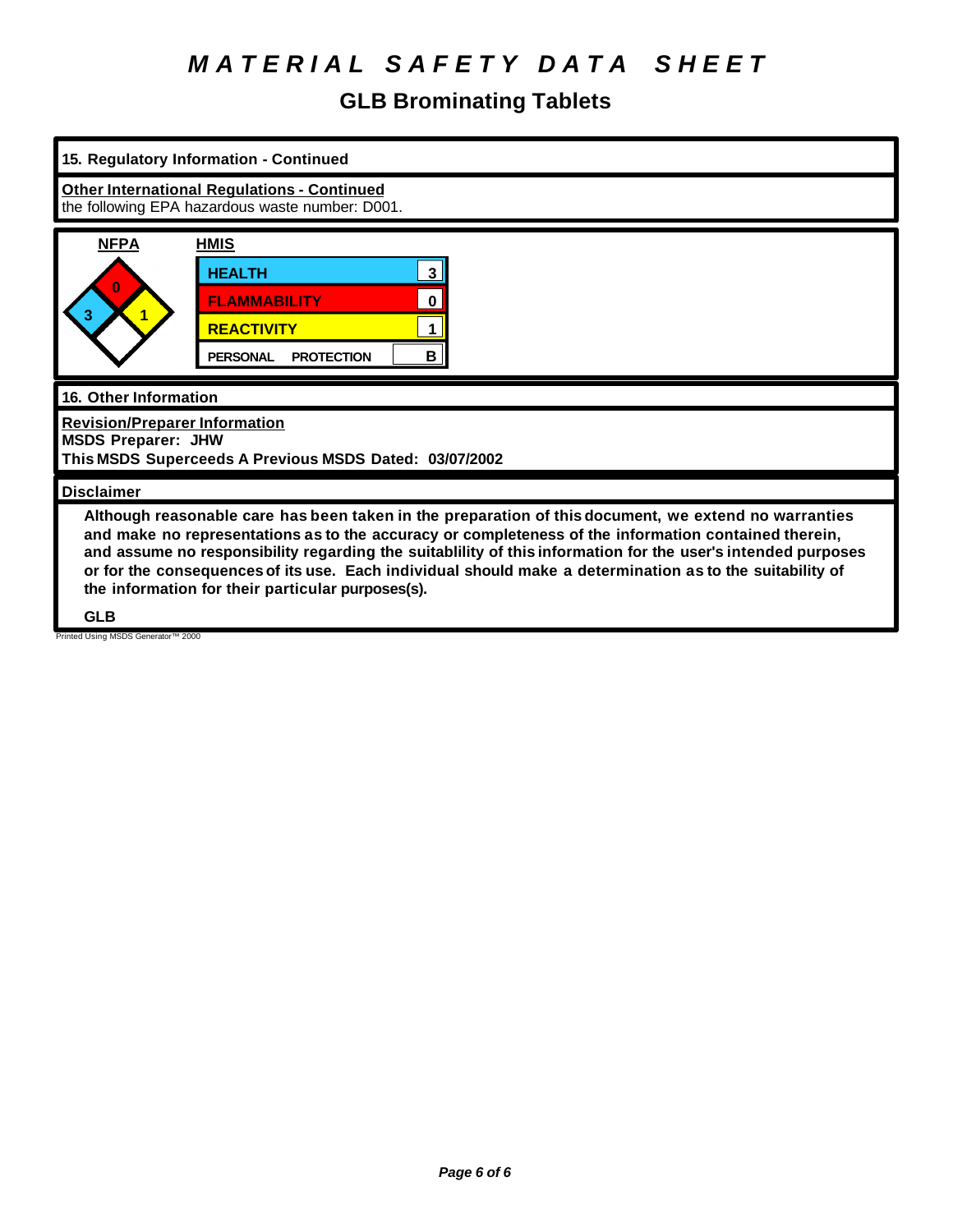# MATERIAL SAFETY DATA SHEET

## GLB Brominating Tablets

### 15. Regulatory Information - Continued

**Other International Regulations - Continued**

the following EPA hazardous waste number: D001.

**NFPA**

0

3 1

**HMIS**

| | |
|---|---|
| HEALTH | 3 |
| FLAMMABILITY | 0 |
| REACTIVITY | 1 |
| PERSONAL PROTECTION | B |

### 16. Other Information

**Revision/Preparer Information**

**MSDS Preparer: JHW**

**This MSDS Superceeds A Previous MSDS Dated: 03/07/2002**

**Disclaimer**

**Although reasonable care has been taken in the preparation of this document, we extend no warranties and make no representations as to the accuracy or completeness of the information contained therein, and assume no responsibility regarding the suitablility of this information for the user's intended purposes or for the consequences of its use. Each individual should make a determination as to the suitability of the information for their particular purposes(s).**

**GLB**

Printed Using MSDS Generator™ 2000